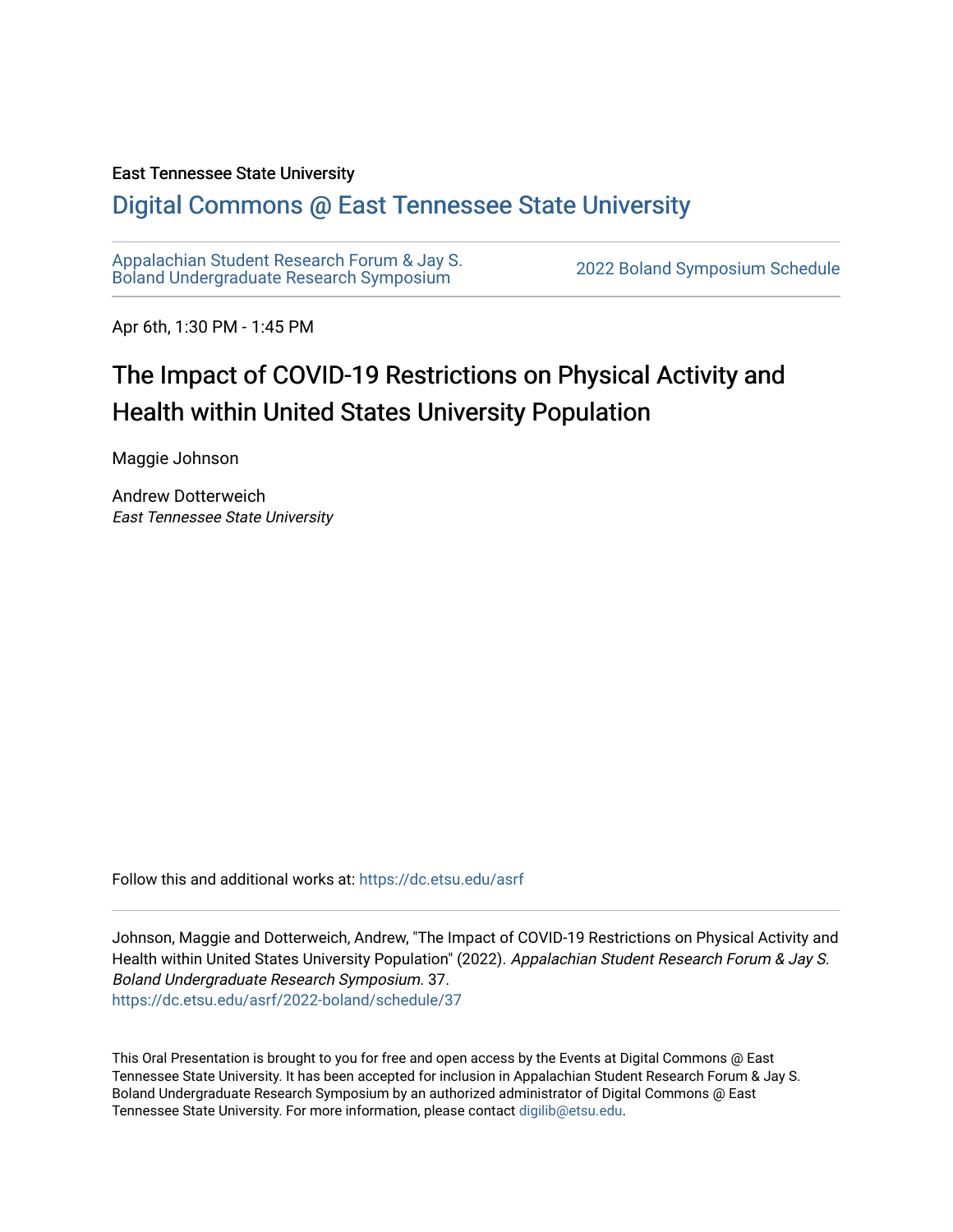East Tennessee State University

# Digital Commons @ East Tennessee State University

Appalachian Student Research Forum & Jay S. Boland Undergraduate Research Symposium

2022 Boland Symposium Schedule

Apr 6th, 1:30 PM - 1:45 PM

## The Impact of COVID-19 Restrictions on Physical Activity and Health within United States University Population

Maggie Johnson

Andrew Dotterweich
*East Tennessee State University*

Follow this and additional works at: https://dc.etsu.edu/asrf

Johnson, Maggie and Dotterweich, Andrew, "The Impact of COVID-19 Restrictions on Physical Activity and Health within United States University Population" (2022). *Appalachian Student Research Forum & Jay S. Boland Undergraduate Research Symposium*. 37.
https://dc.etsu.edu/asrf/2022-boland/schedule/37

This Oral Presentation is brought to you for free and open access by the Events at Digital Commons @ East Tennessee State University. It has been accepted for inclusion in Appalachian Student Research Forum & Jay S. Boland Undergraduate Research Symposium by an authorized administrator of Digital Commons @ East Tennessee State University. For more information, please contact digilib@etsu.edu.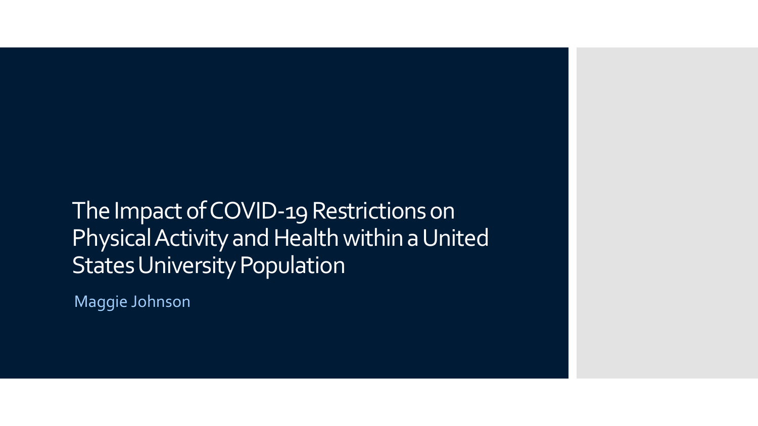# The Impact of COVID-19 Restrictions on Physical Activity and Health within a United States University Population

Maggie Johnson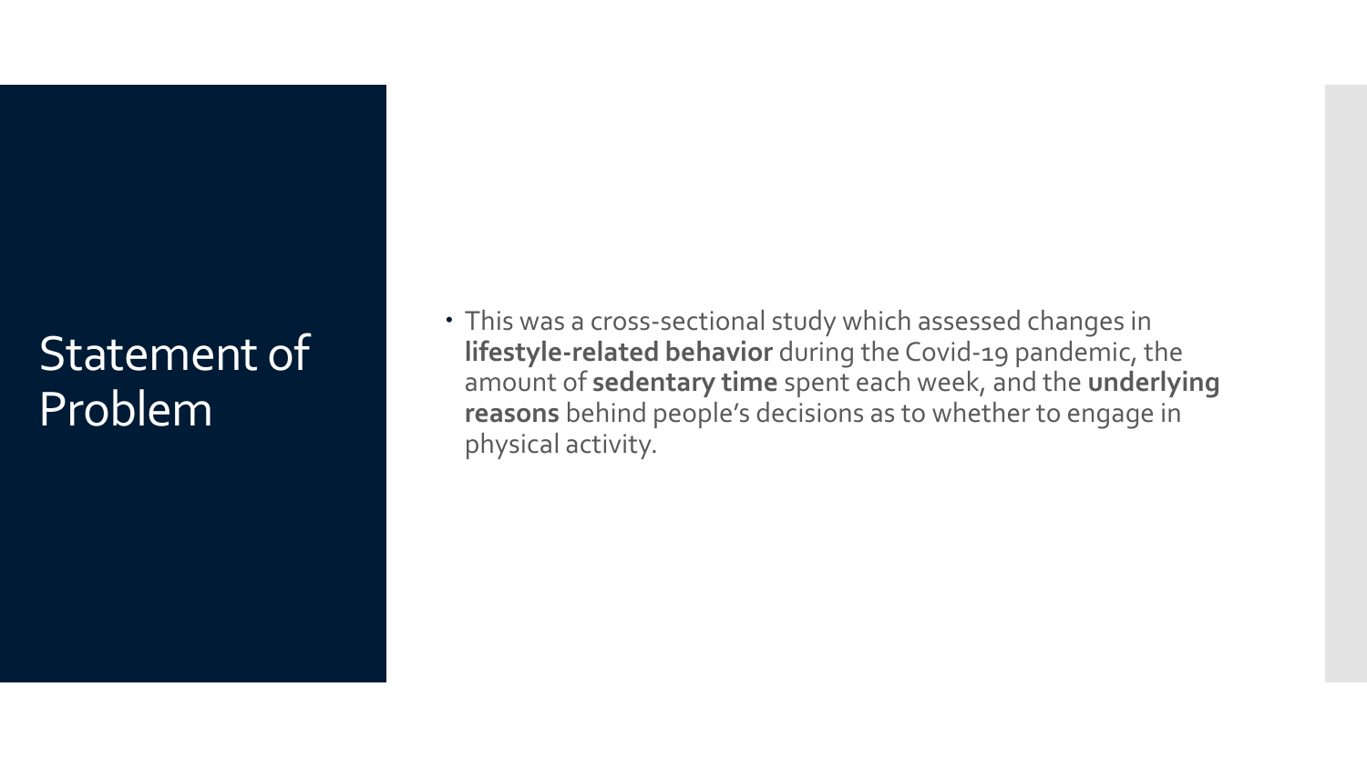# Statement of Problem

- This was a cross-sectional study which assessed changes in **lifestyle-related behavior** during the Covid-19 pandemic, the amount of **sedentary time** spent each week, and the **underlying reasons** behind people's decisions as to whether to engage in physical activity.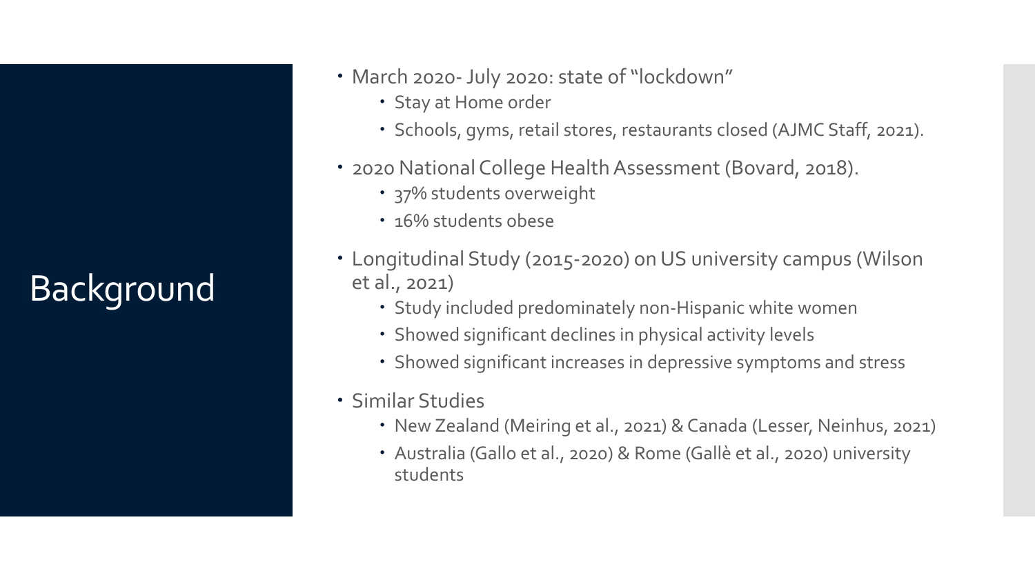# Background

- March 2020- July 2020: state of "lockdown"
  - Stay at Home order
  - Schools, gyms, retail stores, restaurants closed (AJMC Staff, 2021).
- 2020 National College Health Assessment (Bovard, 2018).
  - 37% students overweight
  - 16% students obese
- Longitudinal Study (2015-2020) on US university campus (Wilson et al., 2021)
  - Study included predominately non-Hispanic white women
  - Showed significant declines in physical activity levels
  - Showed significant increases in depressive symptoms and stress
- Similar Studies
  - New Zealand (Meiring et al., 2021) & Canada (Lesser, Neinhus, 2021)
  - Australia (Gallo et al., 2020) & Rome (Gallè et al., 2020) university students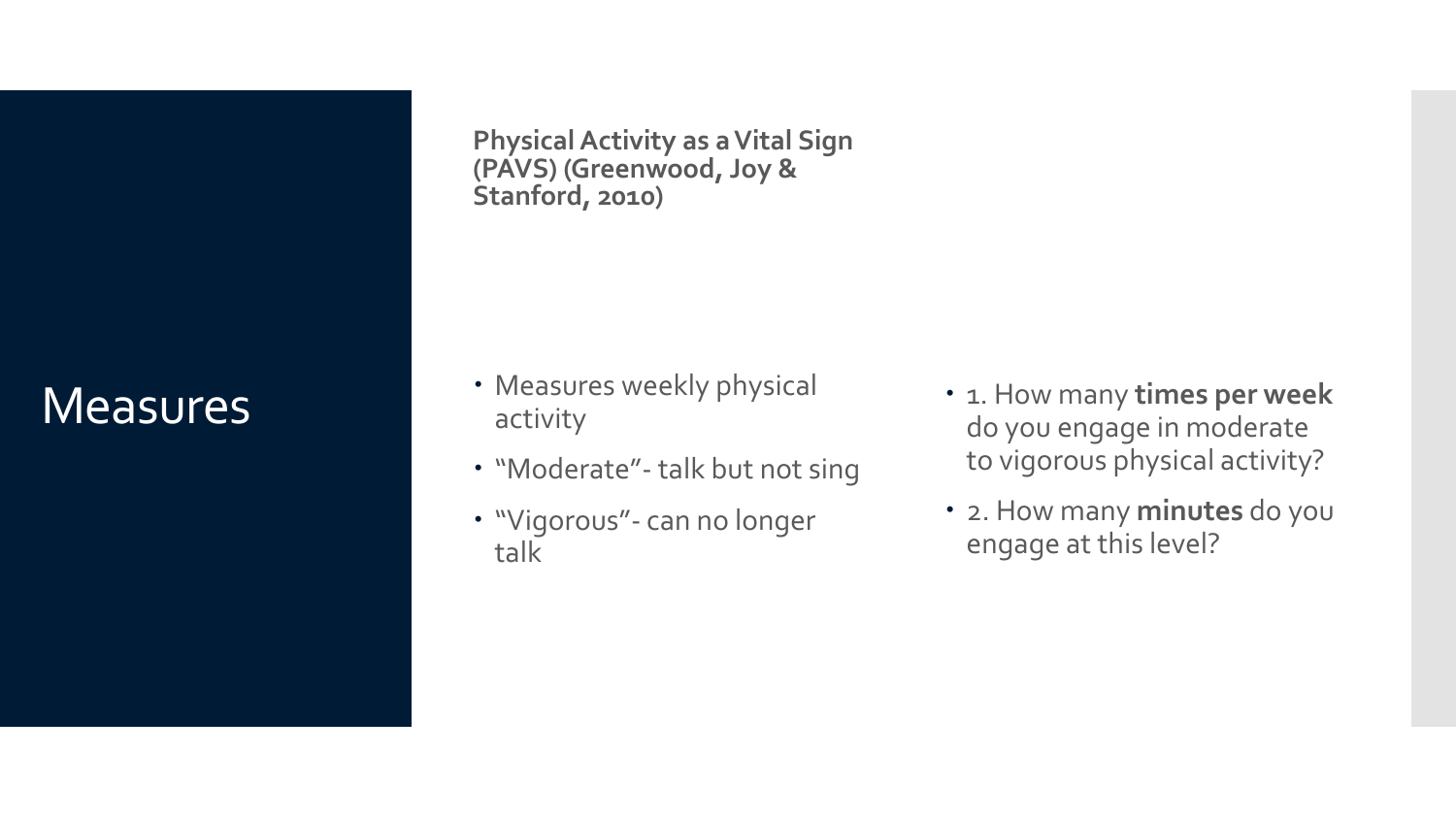# Measures

**Physical Activity as a Vital Sign (PAVS) (Greenwood, Joy & Stanford, 2010)**

- Measures weekly physical activity
- "Moderate"- talk but not sing
- "Vigorous"- can no longer talk

- 1. How many **times per week** do you engage in moderate to vigorous physical activity?
- 2. How many **minutes** do you engage at this level?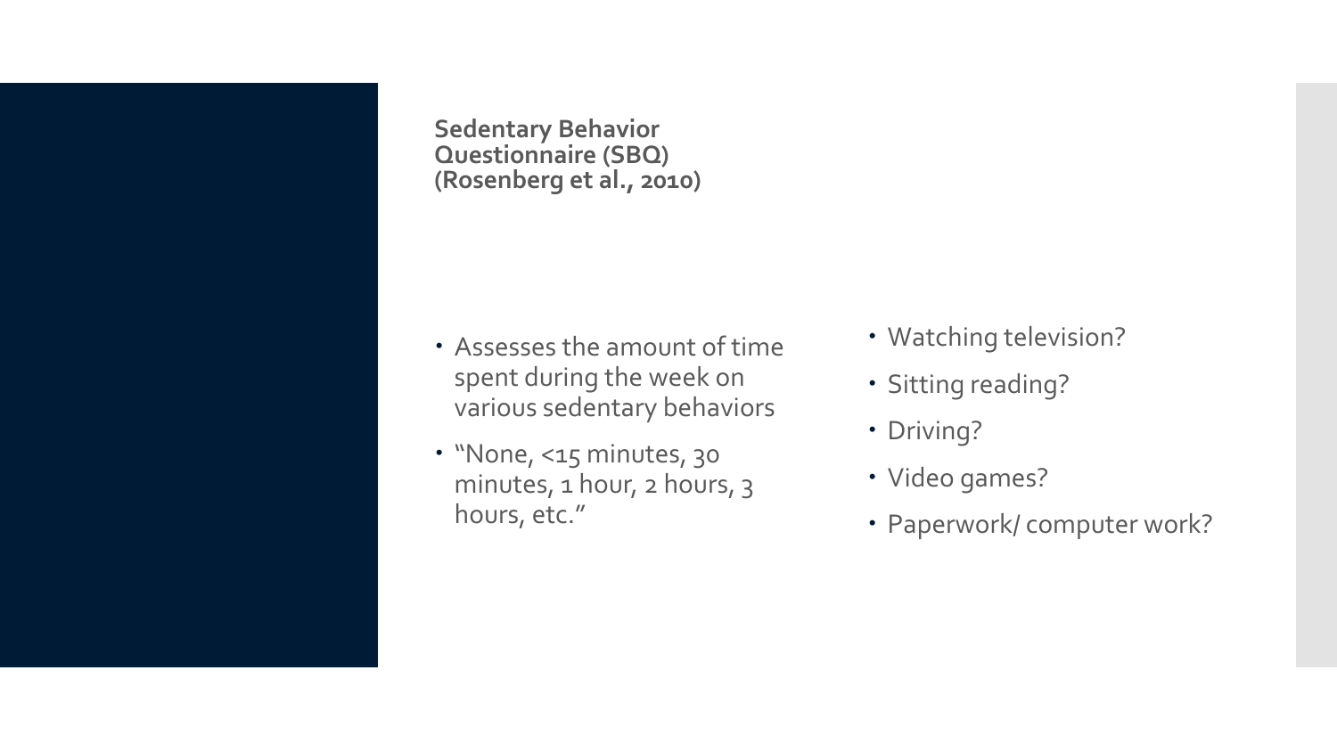## Sedentary Behavior Questionnaire (SBQ) (Rosenberg et al., 2010)

- Assesses the amount of time spent during the week on various sedentary behaviors
- "None, <15 minutes, 30 minutes, 1 hour, 2 hours, 3 hours, etc."

- Watching television?
- Sitting reading?
- Driving?
- Video games?
- Paperwork/ computer work?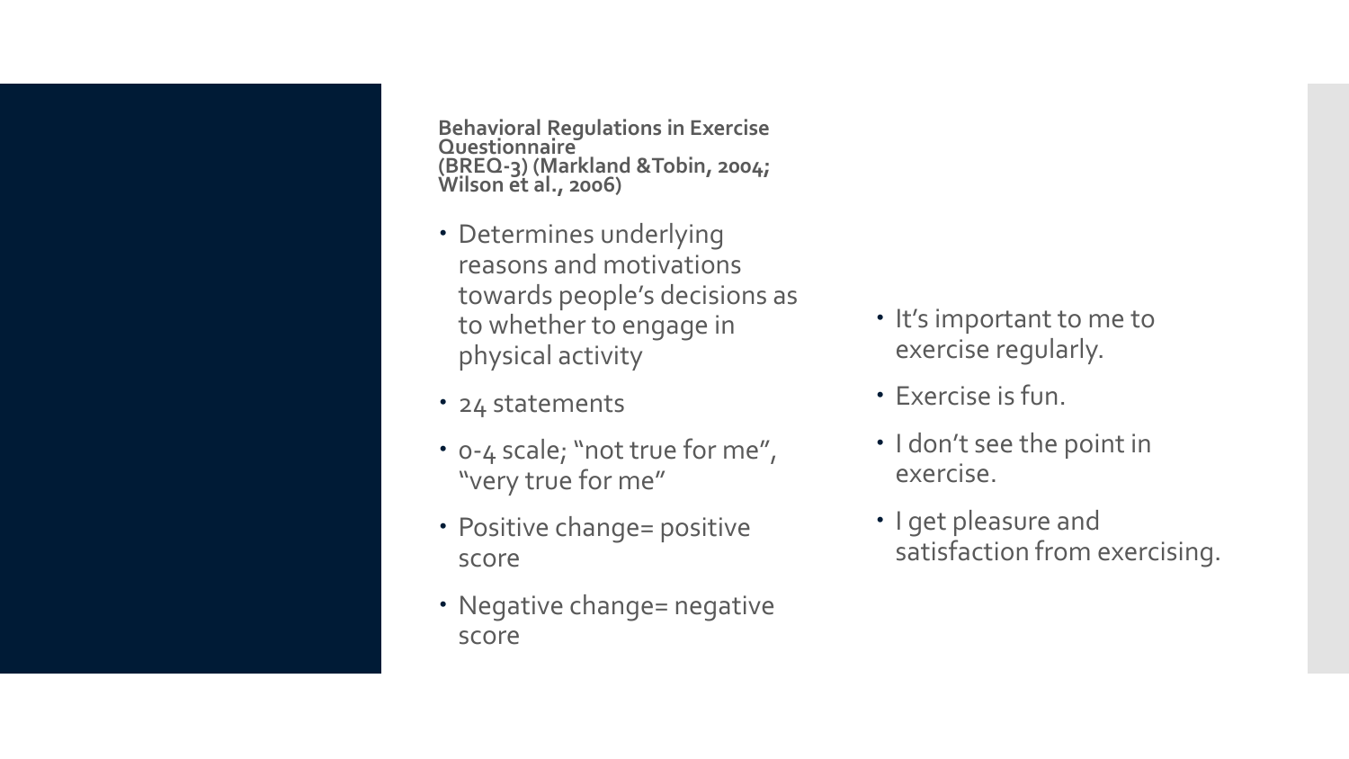## Behavioral Regulations in Exercise Questionnaire (BREQ-3) (Markland &Tobin, 2004; Wilson et al., 2006)

- Determines underlying reasons and motivations towards people's decisions as to whether to engage in physical activity
- 24 statements
- 0-4 scale; "not true for me", "very true for me"
- Positive change= positive score
- Negative change= negative score

- It's important to me to exercise regularly.
- Exercise is fun.
- I don't see the point in exercise.
- I get pleasure and satisfaction from exercising.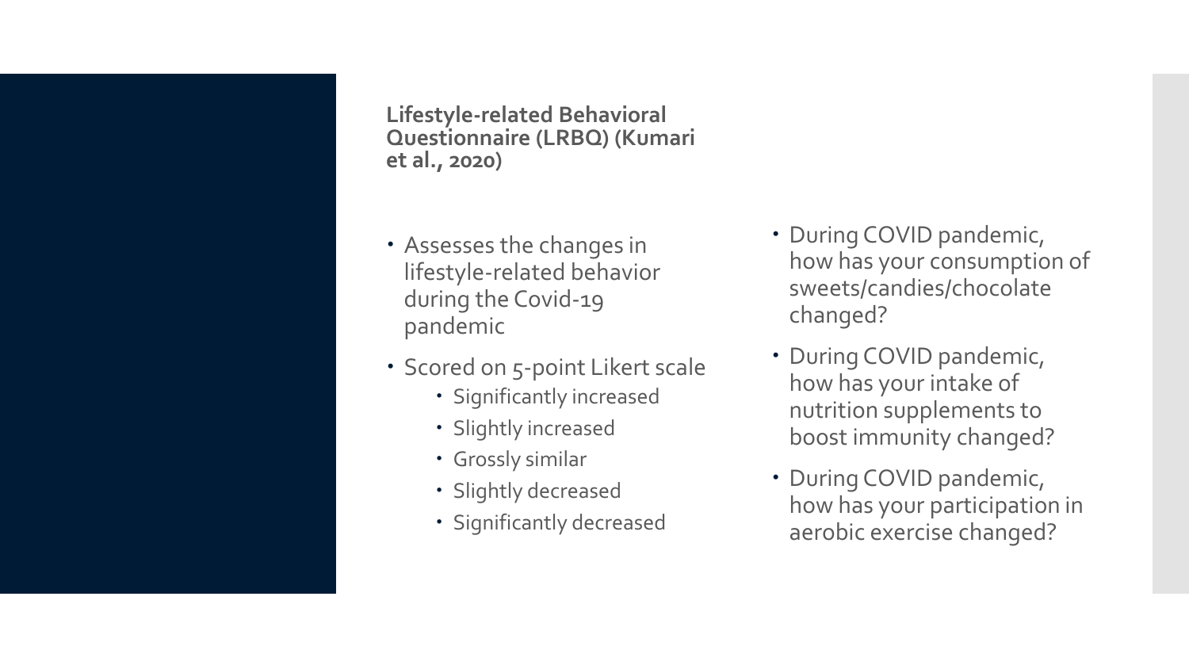## Lifestyle-related Behavioral Questionnaire (LRBQ) (Kumari et al., 2020)

- Assesses the changes in lifestyle-related behavior during the Covid-19 pandemic
- Scored on 5-point Likert scale
  - Significantly increased
  - Slightly increased
  - Grossly similar
  - Slightly decreased
  - Significantly decreased

- During COVID pandemic, how has your consumption of sweets/candies/chocolate changed?
- During COVID pandemic, how has your intake of nutrition supplements to boost immunity changed?
- During COVID pandemic, how has your participation in aerobic exercise changed?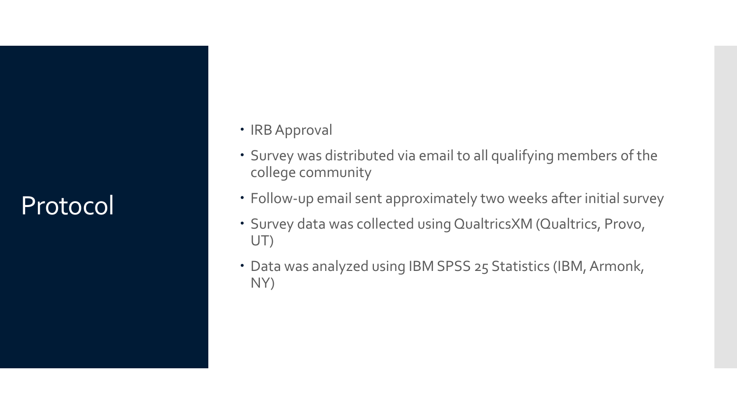# Protocol

- IRB Approval
- Survey was distributed via email to all qualifying members of the college community
- Follow-up email sent approximately two weeks after initial survey
- Survey data was collected using QualtricsXM (Qualtrics, Provo, UT)
- Data was analyzed using IBM SPSS 25 Statistics (IBM, Armonk, NY)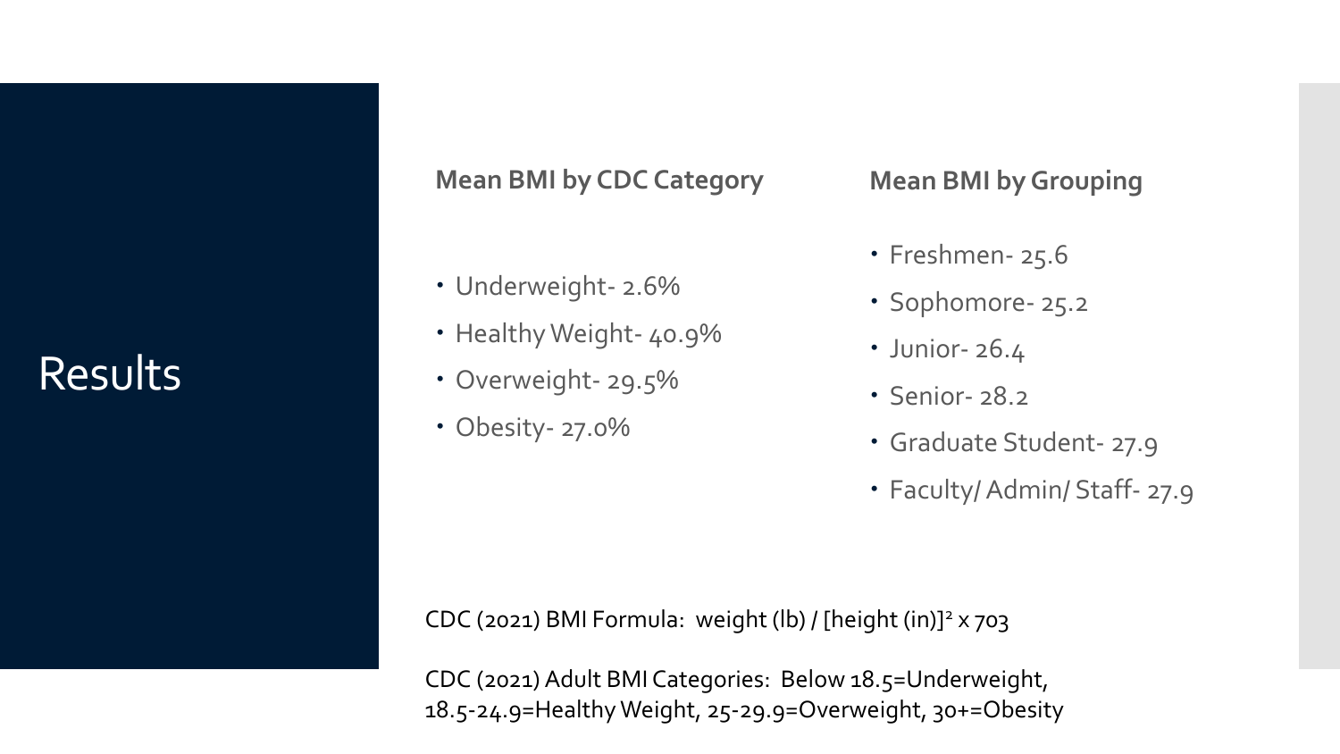# Results

**Mean BMI by CDC Category**

- Underweight- 2.6%
- Healthy Weight- 40.9%
- Overweight- 29.5%
- Obesity- 27.0%

**Mean BMI by Grouping**

- Freshmen- 25.6
- Sophomore- 25.2
- Junior- 26.4
- Senior- 28.2
- Graduate Student- 27.9
- Faculty/ Admin/ Staff- 27.9

CDC (2021) BMI Formula: weight (lb) / [height (in)]$^2$ x 703

CDC (2021) Adult BMI Categories: Below 18.5=Underweight, 18.5-24.9=Healthy Weight, 25-29.9=Overweight, 30+=Obesity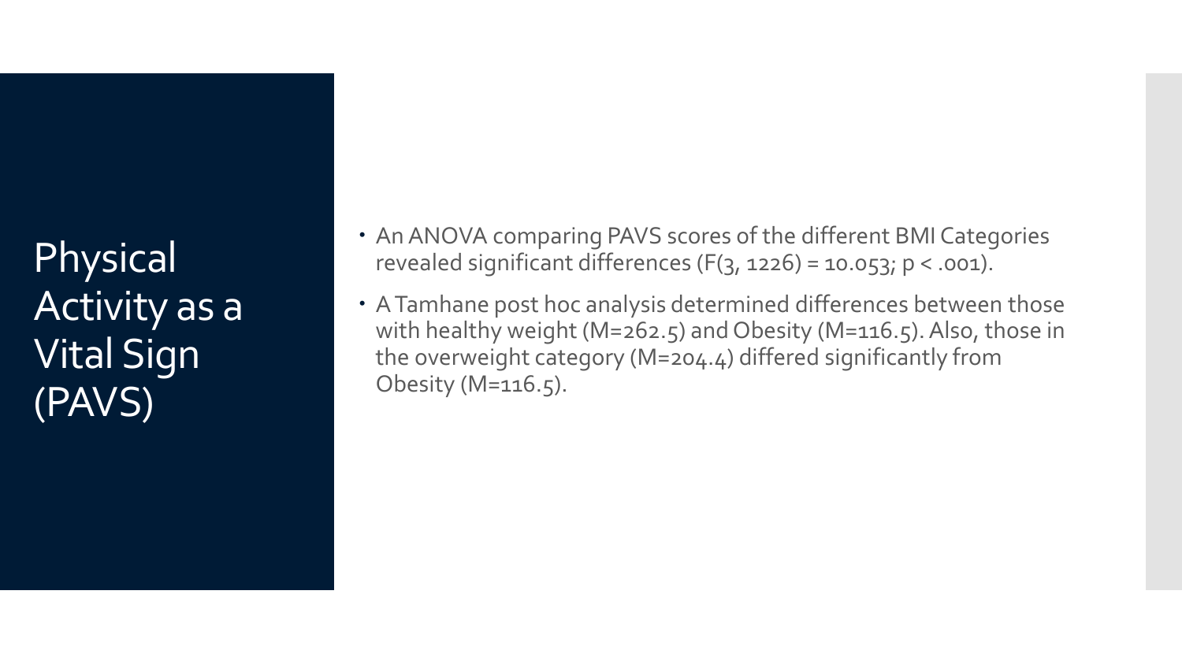# Physical Activity as a Vital Sign (PAVS)

- An ANOVA comparing PAVS scores of the different BMI Categories revealed significant differences ($F(3, 1226) = 10.053$; $p < .001$).
- A Tamhane post hoc analysis determined differences between those with healthy weight ($M=262.5$) and Obesity ($M=116.5$). Also, those in the overweight category ($M=204.4$) differed significantly from Obesity ($M=116.5$).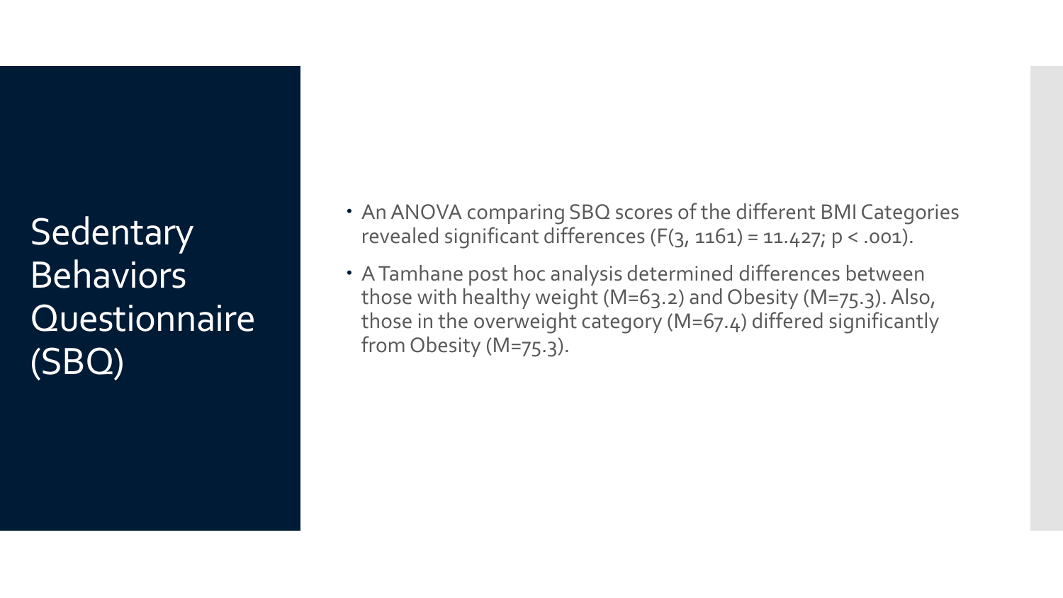# Sedentary Behaviors Questionnaire (SBQ)

- An ANOVA comparing SBQ scores of the different BMI Categories revealed significant differences ($F(3, 1161) = 11.427$; $p < .001$).
- A Tamhane post hoc analysis determined differences between those with healthy weight ($M=63.2$) and Obesity ($M=75.3$). Also, those in the overweight category ($M=67.4$) differed significantly from Obesity ($M=75.3$).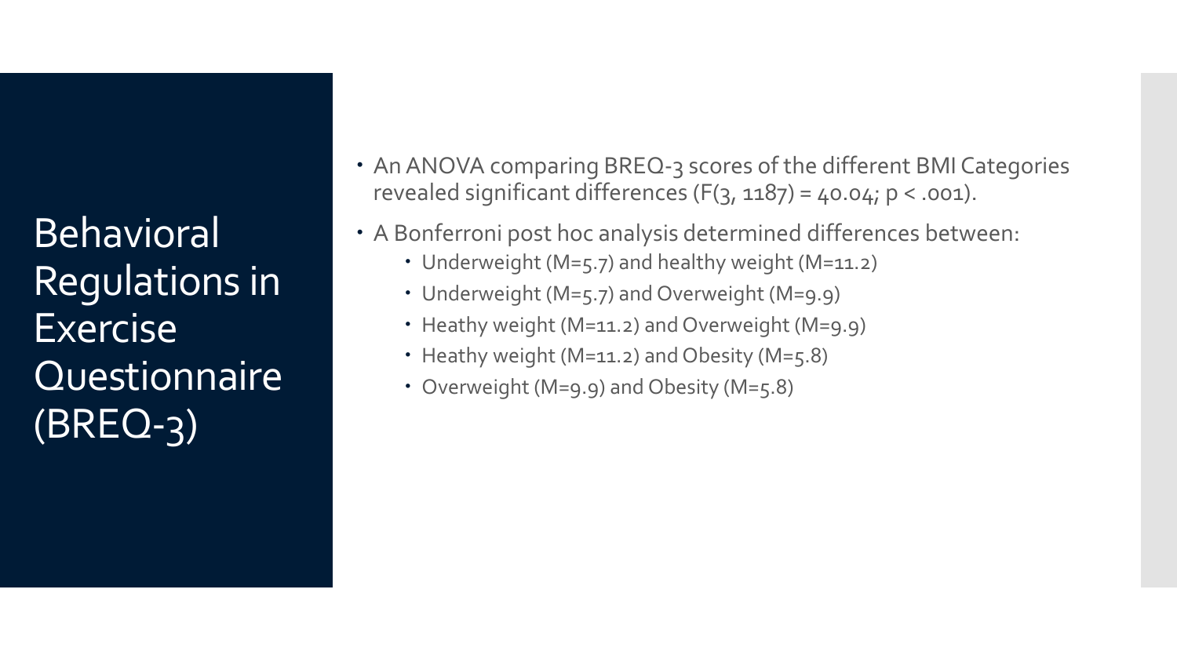# Behavioral Regulations in Exercise Questionnaire (BREQ-3)

- An ANOVA comparing BREQ-3 scores of the different BMI Categories revealed significant differences ($F(3, 1187) = 40.04$; $p < .001$).
- A Bonferroni post hoc analysis determined differences between:
  - Underweight (M=5.7) and healthy weight (M=11.2)
  - Underweight (M=5.7) and Overweight (M=9.9)
  - Heathy weight (M=11.2) and Overweight (M=9.9)
  - Heathy weight (M=11.2) and Obesity (M=5.8)
  - Overweight (M=9.9) and Obesity (M=5.8)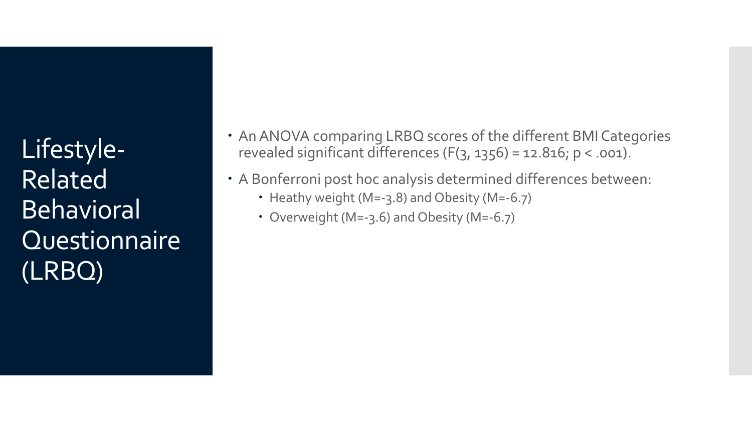# Lifestyle-Related Behavioral Questionnaire (LRBQ)

- An ANOVA comparing LRBQ scores of the different BMI Categories revealed significant differences ($F(3, 1356) = 12.816$; $p < .001$).
- A Bonferroni post hoc analysis determined differences between:
  - Heathy weight (M=-3.8) and Obesity (M=-6.7)
  - Overweight (M=-3.6) and Obesity (M=-6.7)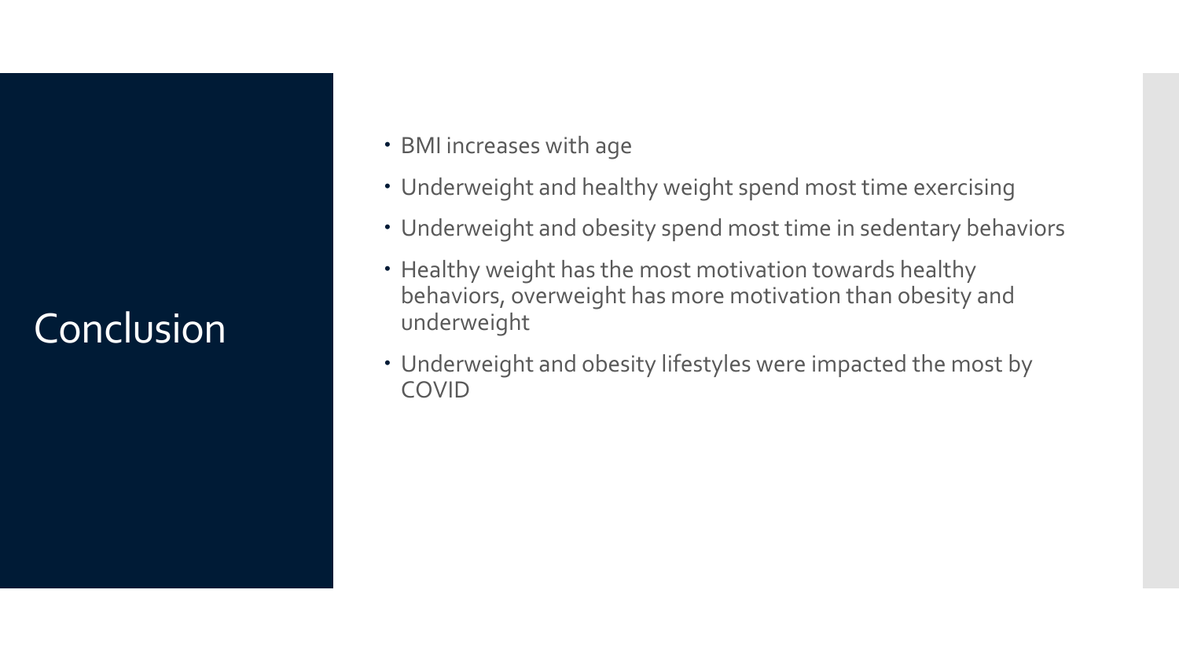# Conclusion

- BMI increases with age
- Underweight and healthy weight spend most time exercising
- Underweight and obesity spend most time in sedentary behaviors
- Healthy weight has the most motivation towards healthy behaviors, overweight has more motivation than obesity and underweight
- Underweight and obesity lifestyles were impacted the most by COVID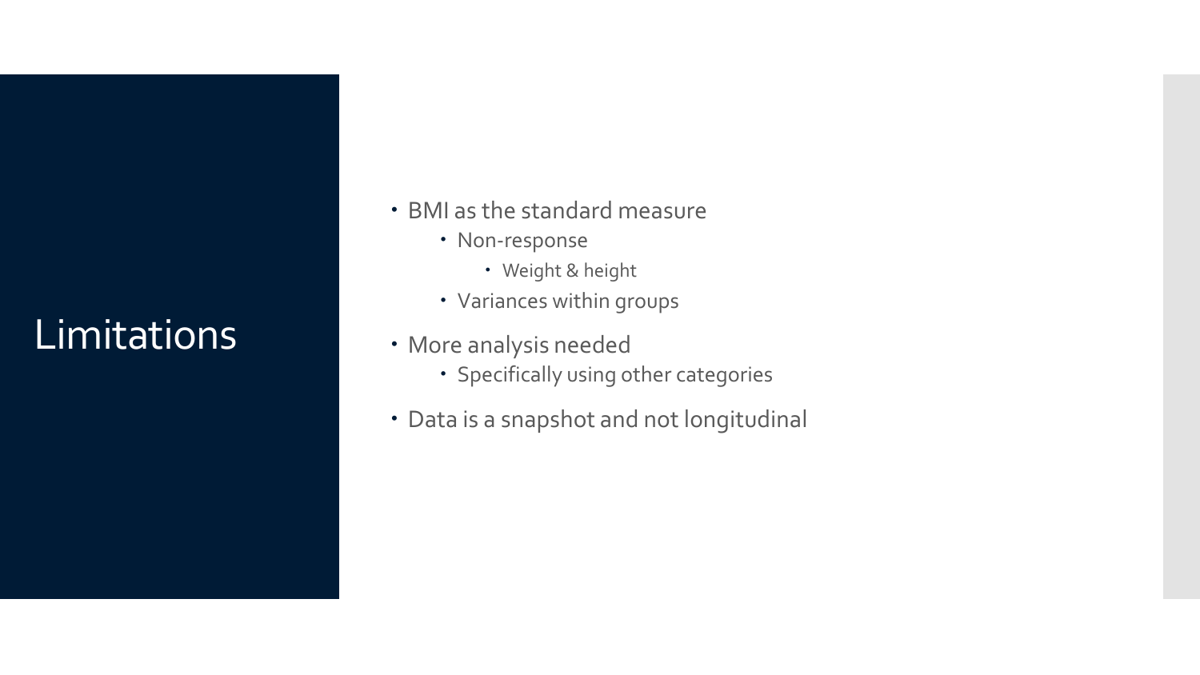# Limitations

- BMI as the standard measure
  - Non-response
    - Weight & height
  - Variances within groups
- More analysis needed
  - Specifically using other categories
- Data is a snapshot and not longitudinal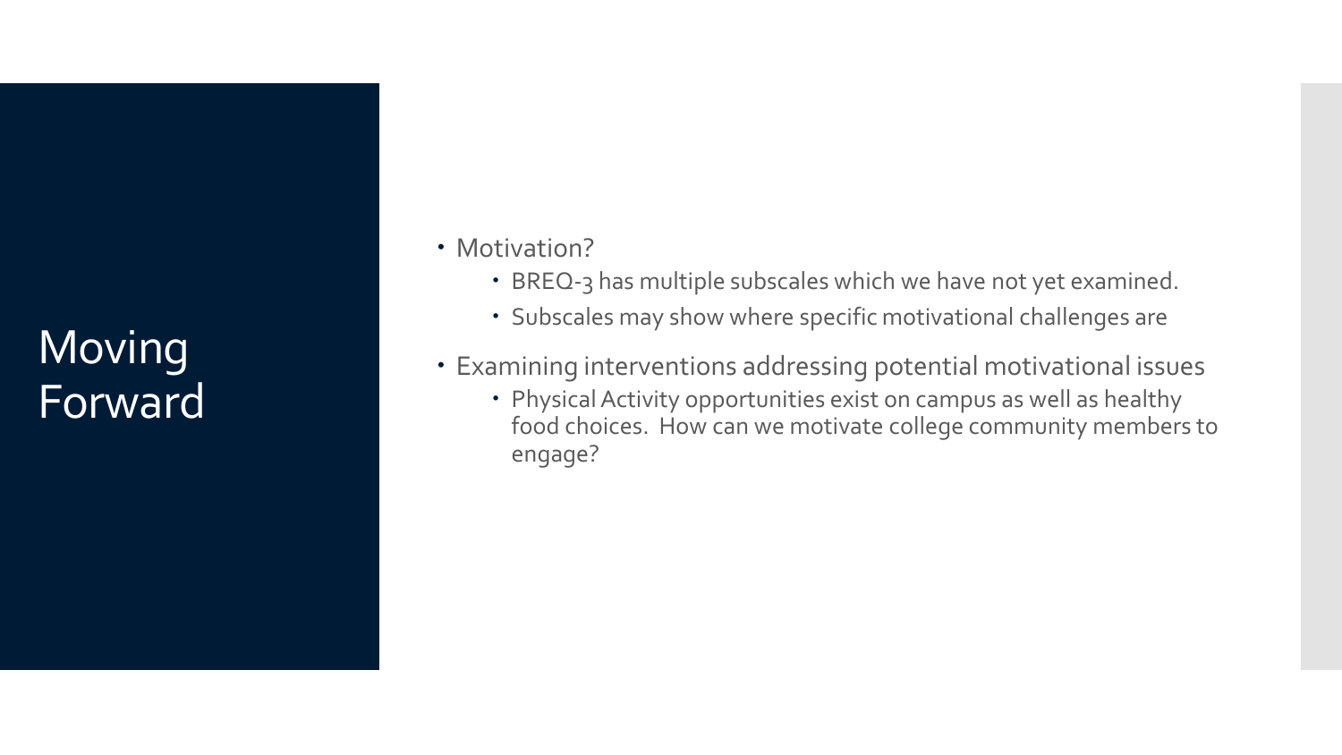# Moving Forward

- Motivation?
  - BREQ-3 has multiple subscales which we have not yet examined.
  - Subscales may show where specific motivational challenges are
- Examining interventions addressing potential motivational issues
  - Physical Activity opportunities exist on campus as well as healthy food choices. How can we motivate college community members to engage?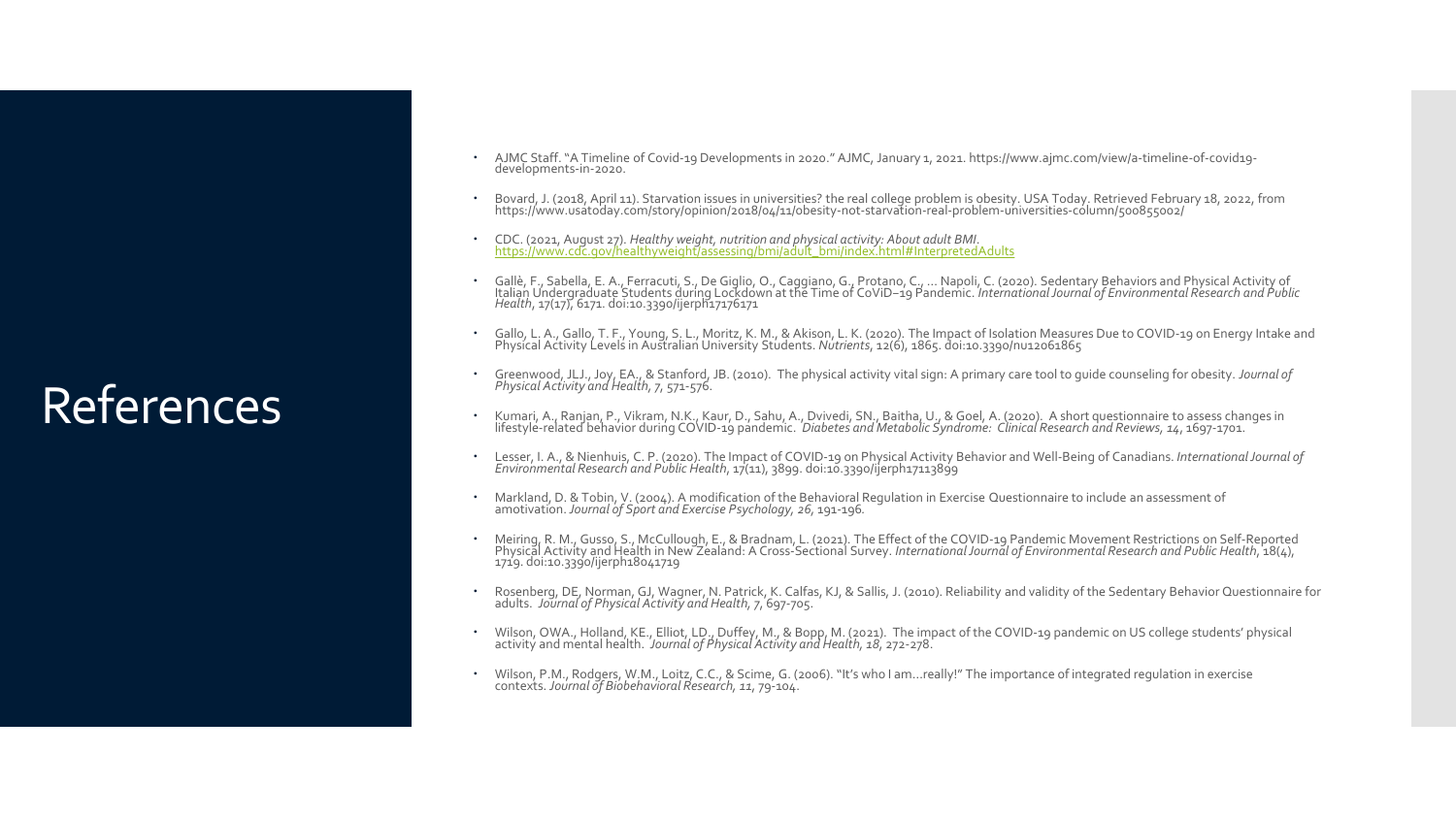# References

- AJMC Staff. "A Timeline of Covid-19 Developments in 2020." AJMC, January 1, 2021. https://www.ajmc.com/view/a-timeline-of-covid19-developments-in-2020.
- Bovard, J. (2018, April 11). Starvation issues in universities? the real college problem is obesity. USA Today. Retrieved February 18, 2022, from https://www.usatoday.com/story/opinion/2018/04/11/obesity-not-starvation-real-problem-universities-column/500855002/
- CDC. (2021, August 27). *Healthy weight, nutrition and physical activity: About adult BMI*. https://www.cdc.gov/healthyweight/assessing/bmi/adult_bmi/index.html#InterpretedAdults
- Gallè, F., Sabella, E. A., Ferracuti, S., De Giglio, O., Caggiano, G., Protano, C., ... Napoli, C. (2020). Sedentary Behaviors and Physical Activity of Italian Undergraduate Students during Lockdown at the Time of CoViD−19 Pandemic. *International Journal of Environmental Research and Public Health*, 17(17), 6171. doi:10.3390/ijerph17176171
- Gallo, L. A., Gallo, T. F., Young, S. L., Moritz, K. M., & Akison, L. K. (2020). The Impact of Isolation Measures Due to COVID-19 on Energy Intake and Physical Activity Levels in Australian University Students. *Nutrients*, 12(6), 1865. doi:10.3390/nu12061865
- Greenwood, JLJ., Joy, EA., & Stanford, JB. (2010). The physical activity vital sign: A primary care tool to guide counseling for obesity. *Journal of Physical Activity and Health, 7*, 571-576.
- Kumari, A., Ranjan, P., Vikram, N.K., Kaur, D., Sahu, A., Dvivedi, SN., Baitha, U., & Goel, A. (2020). A short questionnaire to assess changes in lifestyle-related behavior during COVID-19 pandemic. *Diabetes and Metabolic Syndrome: Clinical Research and Reviews, 14*, 1697-1701.
- Lesser, I. A., & Nienhuis, C. P. (2020). The Impact of COVID-19 on Physical Activity Behavior and Well-Being of Canadians. *International Journal of Environmental Research and Public Health*, 17(11), 3899. doi:10.3390/ijerph17113899
- Markland, D. & Tobin, V. (2004). A modification of the Behavioral Regulation in Exercise Questionnaire to include an assessment of amotivation. *Journal of Sport and Exercise Psychology, 26*, 191-196.
- Meiring, R. M., Gusso, S., McCullough, E., & Bradnam, L. (2021). The Effect of the COVID-19 Pandemic Movement Restrictions on Self-Reported Physical Activity and Health in New Zealand: A Cross-Sectional Survey. *International Journal of Environmental Research and Public Health*, 18(4), 1719. doi:10.3390/ijerph18041719
- Rosenberg, DE, Norman, GJ, Wagner, N. Patrick, K. Calfas, KJ, & Sallis, J. (2010). Reliability and validity of the Sedentary Behavior Questionnaire for adults. *Journal of Physical Activity and Health, 7*, 697-705.
- Wilson, OWA., Holland, KE., Elliot, LD., Duffey, M., & Bopp, M. (2021). The impact of the COVID-19 pandemic on US college students' physical activity and mental health. *Journal of Physical Activity and Health, 18*, 272-278.
- Wilson, P.M., Rodgers, W.M., Loitz, C.C., & Scime, G. (2006). "It's who I am…really!" The importance of integrated regulation in exercise contexts. *Journal of Biobehavioral Research, 11*, 79-104.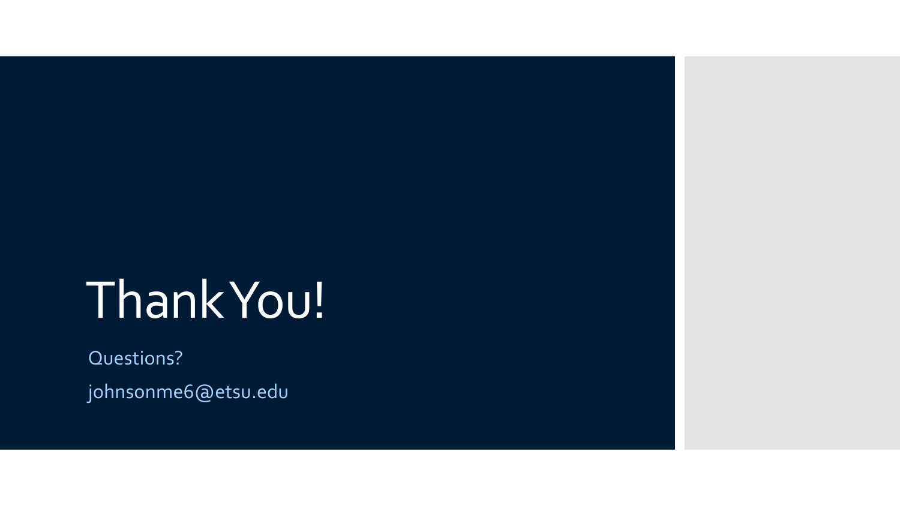# Thank You!

Questions?

johnsonme6@etsu.edu